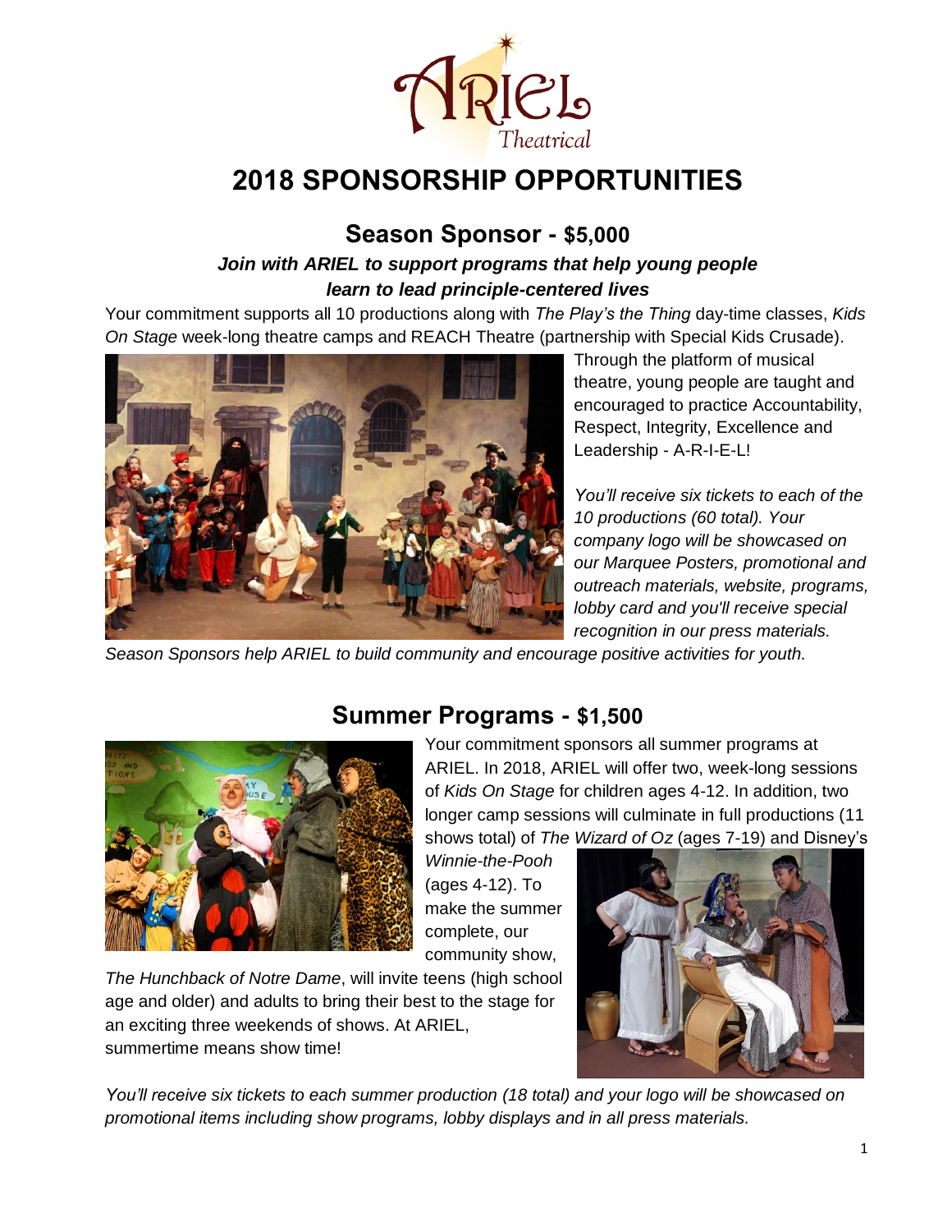# 2018 SPONSORSHIP OPPORTUNITIES

## Season Sponsor - $5,000

***Join with ARIEL to support programs that help young people learn to lead principle-centered lives***

Your commitment supports all 10 productions along with *The Play's the Thing* day-time classes, *Kids On Stage* week-long theatre camps and REACH Theatre (partnership with Special Kids Crusade).

Through the platform of musical theatre, young people are taught and encouraged to practice Accountability, Respect, Integrity, Excellence and Leadership - A-R-I-E-L!

*You'll receive six tickets to each of the 10 productions (60 total). Your company logo will be showcased on our Marquee Posters, promotional and outreach materials, website, programs, lobby card and you'll receive special recognition in our press materials.*

*Season Sponsors help ARIEL to build community and encourage positive activities for youth.*

## Summer Programs - $1,500

Your commitment sponsors all summer programs at ARIEL. In 2018, ARIEL will offer two, week-long sessions of *Kids On Stage* for children ages 4-12. In addition, two longer camp sessions will culminate in full productions (11 shows total) of *The Wizard of Oz* (ages 7-19) and Disney's *Winnie-the-Pooh* (ages 4-12). To make the summer complete, our community show, *The Hunchback of Notre Dame*, will invite teens (high school age and older) and adults to bring their best to the stage for an exciting three weekends of shows. At ARIEL, summertime means show time!

*You'll receive six tickets to each summer production (18 total) and your logo will be showcased on promotional items including show programs, lobby displays and in all press materials.*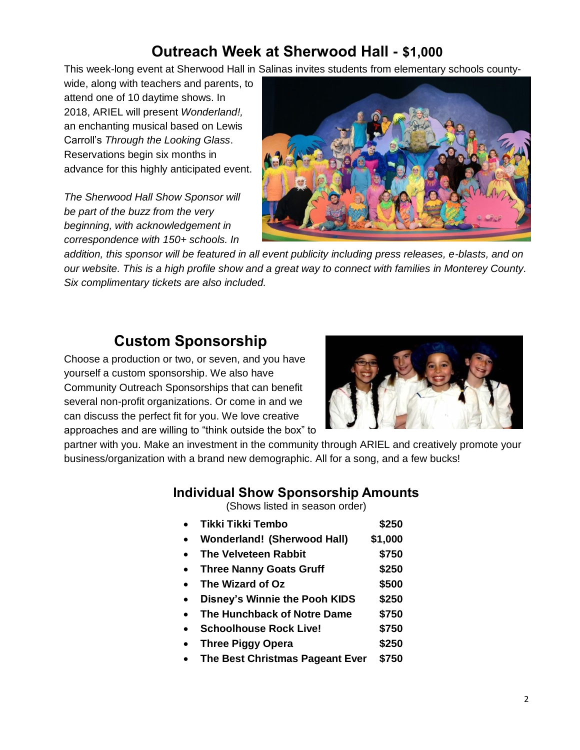## Outreach Week at Sherwood Hall - $1,000

This week-long event at Sherwood Hall in Salinas invites students from elementary schools county-wide, along with teachers and parents, to attend one of 10 daytime shows. In 2018, ARIEL will present *Wonderland!,* an enchanting musical based on Lewis Carroll's *Through the Looking Glass*. Reservations begin six months in advance for this highly anticipated event.

*The Sherwood Hall Show Sponsor will be part of the buzz from the very beginning, with acknowledgement in correspondence with 150+ schools. In addition, this sponsor will be featured in all event publicity including press releases, e-blasts, and on our website. This is a high profile show and a great way to connect with families in Monterey County. Six complimentary tickets are also included.*

## Custom Sponsorship

Choose a production or two, or seven, and you have yourself a custom sponsorship. We also have Community Outreach Sponsorships that can benefit several non-profit organizations. Or come in and we can discuss the perfect fit for you. We love creative approaches and are willing to "think outside the box" to partner with you. Make an investment in the community through ARIEL and creatively promote your business/organization with a brand new demographic. All for a song, and a few bucks!

### Individual Show Sponsorship Amounts

(Shows listed in season order)

- **Tikki Tikki Tembo** **$250**
- **Wonderland! (Sherwood Hall)** **$1,000**
- **The Velveteen Rabbit** **$750**
- **Three Nanny Goats Gruff** **$250**
- **The Wizard of Oz** **$500**
- **Disney's Winnie the Pooh KIDS** **$250**
- **The Hunchback of Notre Dame** **$750**
- **Schoolhouse Rock Live!** **$750**
- **Three Piggy Opera** **$250**
- **The Best Christmas Pageant Ever** **$750**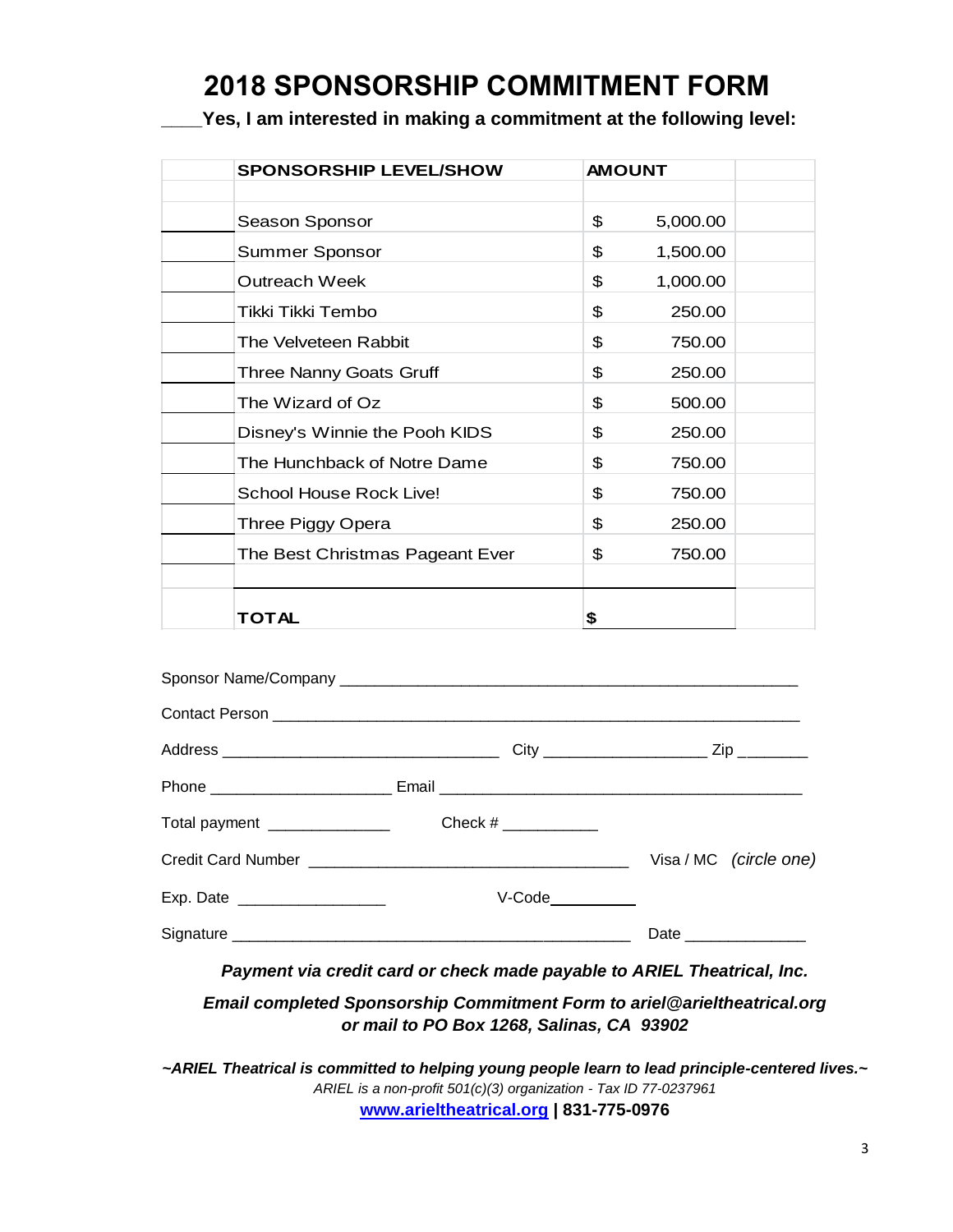# 2018 SPONSORSHIP COMMITMENT FORM

**____Yes, I am interested in making a commitment at the following level:**

| | SPONSORSHIP LEVEL/SHOW | AMOUNT | | |
|---|---|---|---|---|
| ______ | Season Sponsor | $ | 5,000.00 | |
| ______ | Summer Sponsor | $ | 1,500.00 | |
| ______ | Outreach Week | $ | 1,000.00 | |
| ______ | Tikki Tikki Tembo | $ | 250.00 | |
| ______ | The Velveteen Rabbit | $ | 750.00 | |
| ______ | Three Nanny Goats Gruff | $ | 250.00 | |
| ______ | The Wizard of Oz | $ | 500.00 | |
| ______ | Disney's Winnie the Pooh KIDS | $ | 250.00 | |
| ______ | The Hunchback of Notre Dame | $ | 750.00 | |
| ______ | School House Rock Live! | $ | 750.00 | |
| ______ | Three Piggy Opera | $ | 250.00 | |
| ______ | The Best Christmas Pageant Ever | $ | 750.00 | |
| | **TOTAL** | **$** | | |

Sponsor Name/Company ____________________________________________________

Contact Person ____________________________________________________________

Address ______________________________ City __________________ Zip ________

Phone ____________________ Email __________________________________________

Total payment ______________ Check # ___________

Credit Card Number ____________________________________ Visa / MC *(circle one)*

Exp. Date ________________ V-Code__________

Signature ____________________________________________ Date ______________

***Payment via credit card or check made payable to ARIEL Theatrical, Inc.***

***Email completed Sponsorship Commitment Form to ariel@arieltheatrical.org or mail to PO Box 1268, Salinas, CA 93902***

***~ARIEL Theatrical is committed to helping young people learn to lead principle-centered lives.~***

*ARIEL is a non-profit 501(c)(3) organization - Tax ID 77-0237961*

**www.arieltheatrical.org | 831-775-0976**